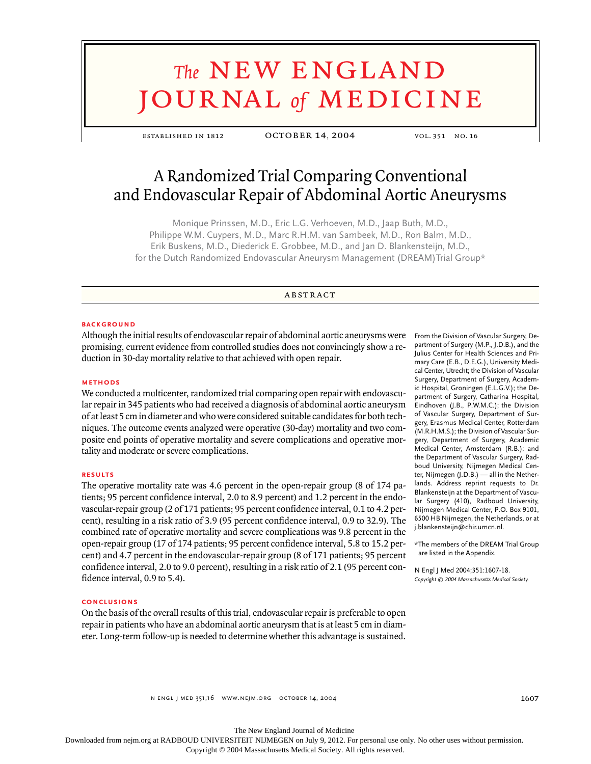# The NEW ENGLAND JOURNAL of MEDICINE

ESTABLISHED IN 1812 — OCTOBER 14, 2004 — VOL. 351 NO. 16

# A Randomized Trial Comparing Conventional and Endovascular Repair of Abdominal Aortic Aneurysms

Monique Prinssen, M.D., Eric L.G. Verhoeven, M.D., Jaap Buth, M.D., Philippe W.M. Cuypers, M.D., Marc R.H.M. van Sambeek, M.D., Ron Balm, M.D., Erik Buskens, M.D., Diederick E. Grobbee, M.D., and Jan D. Blankensteijn, M.D., for the Dutch Randomized Endovascular Aneurysm Management (DREAM) Trial Group*

## ABSTRACT

### BACKGROUND

Although the initial results of endovascular repair of abdominal aortic aneurysms were promising, current evidence from controlled studies does not convincingly show a reduction in 30-day mortality relative to that achieved with open repair.

### METHODS

We conducted a multicenter, randomized trial comparing open repair with endovascular repair in 345 patients who had received a diagnosis of abdominal aortic aneurysm of at least 5 cm in diameter and who were considered suitable candidates for both techniques. The outcome events analyzed were operative (30-day) mortality and two composite end points of operative mortality and severe complications and operative mortality and moderate or severe complications.

### RESULTS

The operative mortality rate was 4.6 percent in the open-repair group (8 of 174 patients; 95 percent confidence interval, 2.0 to 8.9 percent) and 1.2 percent in the endovascular-repair group (2 of 171 patients; 95 percent confidence interval, 0.1 to 4.2 percent), resulting in a risk ratio of 3.9 (95 percent confidence interval, 0.9 to 32.9). The combined rate of operative mortality and severe complications was 9.8 percent in the open-repair group (17 of 174 patients; 95 percent confidence interval, 5.8 to 15.2 percent) and 4.7 percent in the endovascular-repair group (8 of 171 patients; 95 percent confidence interval, 2.0 to 9.0 percent), resulting in a risk ratio of 2.1 (95 percent confidence interval, 0.9 to 5.4).

### CONCLUSIONS

On the basis of the overall results of this trial, endovascular repair is preferable to open repair in patients who have an abdominal aortic aneurysm that is at least 5 cm in diameter. Long-term follow-up is needed to determine whether this advantage is sustained.

From the Division of Vascular Surgery, Department of Surgery (M.P., J.D.B.), and the Julius Center for Health Sciences and Primary Care (E.B., D.E.G.), University Medical Center, Utrecht; the Division of Vascular Surgery, Department of Surgery, Academic Hospital, Groningen (E.L.G.V.); the Department of Surgery, Catharina Hospital, Eindhoven (J.B., P.W.M.C.); the Division of Vascular Surgery, Department of Surgery, Erasmus Medical Center, Rotterdam (M.R.H.M.S.); the Division of Vascular Surgery, Department of Surgery, Academic Medical Center, Amsterdam (R.B.); and the Department of Vascular Surgery, Radboud University, Nijmegen Medical Center, Nijmegen (J.D.B.) — all in the Netherlands. Address reprint requests to Dr. Blankensteijn at the Department of Vascular Surgery (410), Radboud University, Nijmegen Medical Center, P.O. Box 9101, 6500 HB Nijmegen, the Netherlands, or at j.blankensteijn@chir.umcn.nl.

*The members of the DREAM Trial Group are listed in the Appendix.

N Engl J Med 2004;351:1607-18.
*Copyright © 2004 Massachusetts Medical Society.*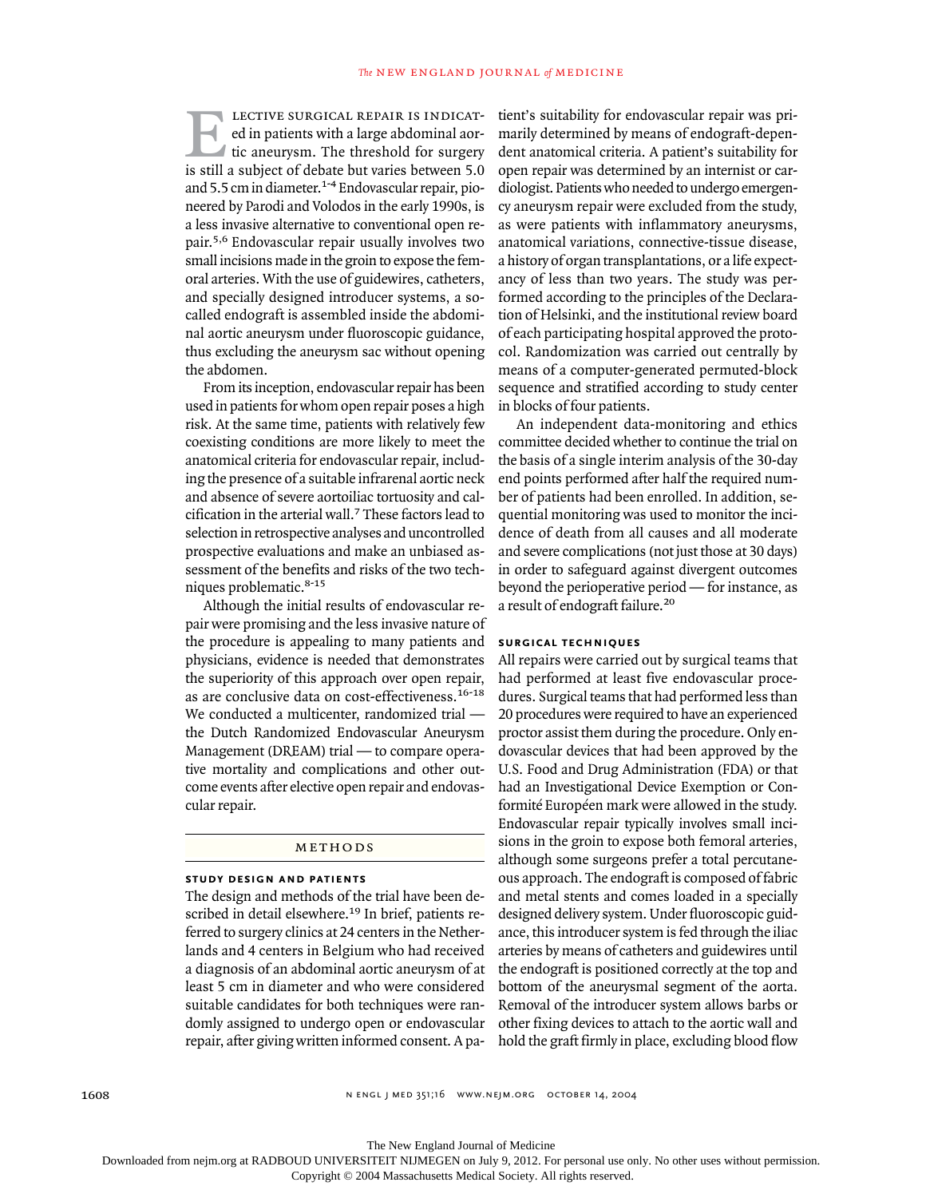Elective surgical repair is indicated in patients with a large abdominal aortic aneurysm. The threshold for surgery is still a subject of debate but varies between 5.0 and 5.5 cm in diameter.[1-4] Endovascular repair, pioneered by Parodi and Volodos in the early 1990s, is a less invasive alternative to conventional open repair.[5,6] Endovascular repair usually involves two small incisions made in the groin to expose the femoral arteries. With the use of guidewires, catheters, and specially designed introducer systems, a so-called endograft is assembled inside the abdominal aortic aneurysm under fluoroscopic guidance, thus excluding the aneurysm sac without opening the abdomen.

From its inception, endovascular repair has been used in patients for whom open repair poses a high risk. At the same time, patients with relatively few coexisting conditions are more likely to meet the anatomical criteria for endovascular repair, including the presence of a suitable infrarenal aortic neck and absence of severe aortoiliac tortuosity and calcification in the arterial wall.[7] These factors lead to selection in retrospective analyses and uncontrolled prospective evaluations and make an unbiased assessment of the benefits and risks of the two techniques problematic.[8-15]

Although the initial results of endovascular repair were promising and the less invasive nature of the procedure is appealing to many patients and physicians, evidence is needed that demonstrates the superiority of this approach over open repair, as are conclusive data on cost-effectiveness.[16-18] We conducted a multicenter, randomized trial — the Dutch Randomized Endovascular Aneurysm Management (DREAM) trial — to compare operative mortality and complications and other outcome events after elective open repair and endovascular repair.

## Methods

### Study Design and Patients

The design and methods of the trial have been described in detail elsewhere.[19] In brief, patients referred to surgery clinics at 24 centers in the Netherlands and 4 centers in Belgium who had received a diagnosis of an abdominal aortic aneurysm of at least 5 cm in diameter and who were considered suitable candidates for both techniques were randomly assigned to undergo open or endovascular repair, after giving written informed consent. A patient's suitability for endovascular repair was primarily determined by means of endograft-dependent anatomical criteria. A patient's suitability for open repair was determined by an internist or cardiologist. Patients who needed to undergo emergency aneurysm repair were excluded from the study, as were patients with inflammatory aneurysms, anatomical variations, connective-tissue disease, a history of organ transplantations, or a life expectancy of less than two years. The study was performed according to the principles of the Declaration of Helsinki, and the institutional review board of each participating hospital approved the protocol. Randomization was carried out centrally by means of a computer-generated permuted-block sequence and stratified according to study center in blocks of four patients.

An independent data-monitoring and ethics committee decided whether to continue the trial on the basis of a single interim analysis of the 30-day end points performed after half the required number of patients had been enrolled. In addition, sequential monitoring was used to monitor the incidence of death from all causes and all moderate and severe complications (not just those at 30 days) in order to safeguard against divergent outcomes beyond the perioperative period — for instance, as a result of endograft failure.[20]

### Surgical Techniques

All repairs were carried out by surgical teams that had performed at least five endovascular procedures. Surgical teams that had performed less than 20 procedures were required to have an experienced proctor assist them during the procedure. Only endovascular devices that had been approved by the U.S. Food and Drug Administration (FDA) or that had an Investigational Device Exemption or Conformité Européen mark were allowed in the study. Endovascular repair typically involves small incisions in the groin to expose both femoral arteries, although some surgeons prefer a total percutaneous approach. The endograft is composed of fabric and metal stents and comes loaded in a specially designed delivery system. Under fluoroscopic guidance, this introducer system is fed through the iliac arteries by means of catheters and guidewires until the endograft is positioned correctly at the top and bottom of the aneurysmal segment of the aorta. Removal of the introducer system allows barbs or other fixing devices to attach to the aortic wall and hold the graft firmly in place, excluding blood flow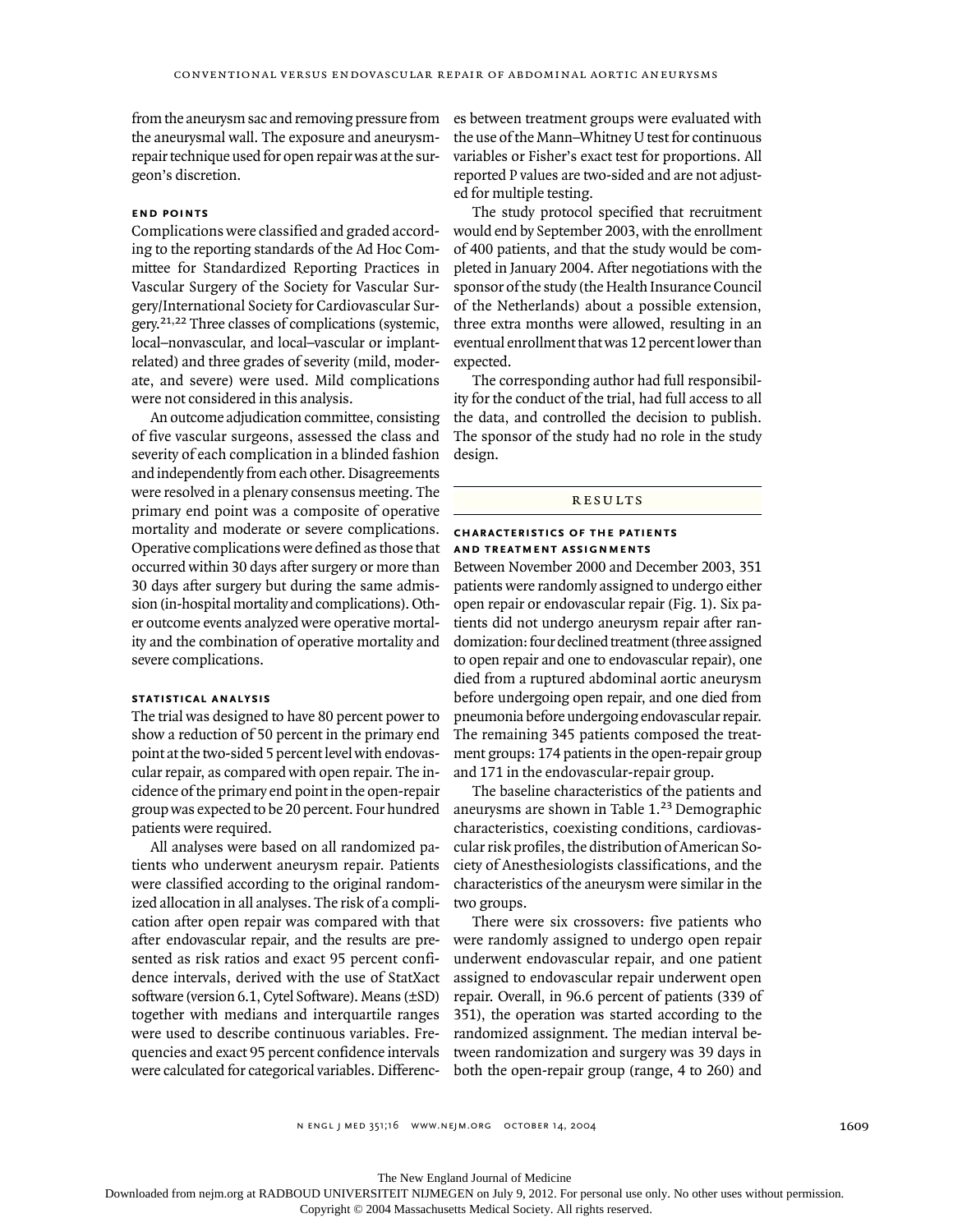from the aneurysm sac and removing pressure from the aneurysmal wall. The exposure and aneurysm-repair technique used for open repair was at the surgeon's discretion.

### END POINTS

Complications were classified and graded according to the reporting standards of the Ad Hoc Committee for Standardized Reporting Practices in Vascular Surgery of the Society for Vascular Surgery/International Society for Cardiovascular Surgery.[21,22] Three classes of complications (systemic, local–nonvascular, and local–vascular or implant-related) and three grades of severity (mild, moderate, and severe) were used. Mild complications were not considered in this analysis.

An outcome adjudication committee, consisting of five vascular surgeons, assessed the class and severity of each complication in a blinded fashion and independently from each other. Disagreements were resolved in a plenary consensus meeting. The primary end point was a composite of operative mortality and moderate or severe complications. Operative complications were defined as those that occurred within 30 days after surgery or more than 30 days after surgery but during the same admission (in-hospital mortality and complications). Other outcome events analyzed were operative mortality and the combination of operative mortality and severe complications.

### STATISTICAL ANALYSIS

The trial was designed to have 80 percent power to show a reduction of 50 percent in the primary end point at the two-sided 5 percent level with endovascular repair, as compared with open repair. The incidence of the primary end point in the open-repair group was expected to be 20 percent. Four hundred patients were required.

All analyses were based on all randomized patients who underwent aneurysm repair. Patients were classified according to the original randomized allocation in all analyses. The risk of a complication after open repair was compared with that after endovascular repair, and the results are presented as risk ratios and exact 95 percent confidence intervals, derived with the use of StatXact software (version 6.1, Cytel Software). Means (±SD) together with medians and interquartile ranges were used to describe continuous variables. Frequencies and exact 95 percent confidence intervals were calculated for categorical variables. Differences between treatment groups were evaluated with the use of the Mann–Whitney U test for continuous variables or Fisher's exact test for proportions. All reported P values are two-sided and are not adjusted for multiple testing.

The study protocol specified that recruitment would end by September 2003, with the enrollment of 400 patients, and that the study would be completed in January 2004. After negotiations with the sponsor of the study (the Health Insurance Council of the Netherlands) about a possible extension, three extra months were allowed, resulting in an eventual enrollment that was 12 percent lower than expected.

The corresponding author had full responsibility for the conduct of the trial, had full access to all the data, and controlled the decision to publish. The sponsor of the study had no role in the study design.

## RESULTS

### CHARACTERISTICS OF THE PATIENTS AND TREATMENT ASSIGNMENTS

Between November 2000 and December 2003, 351 patients were randomly assigned to undergo either open repair or endovascular repair (Fig. 1). Six patients did not undergo aneurysm repair after randomization: four declined treatment (three assigned to open repair and one to endovascular repair), one died from a ruptured abdominal aortic aneurysm before undergoing open repair, and one died from pneumonia before undergoing endovascular repair. The remaining 345 patients composed the treatment groups: 174 patients in the open-repair group and 171 in the endovascular-repair group.

The baseline characteristics of the patients and aneurysms are shown in Table 1.[23] Demographic characteristics, coexisting conditions, cardiovascular risk profiles, the distribution of American Society of Anesthesiologists classifications, and the characteristics of the aneurysm were similar in the two groups.

There were six crossovers: five patients who were randomly assigned to undergo open repair underwent endovascular repair, and one patient assigned to endovascular repair underwent open repair. Overall, in 96.6 percent of patients (339 of 351), the operation was started according to the randomized assignment. The median interval between randomization and surgery was 39 days in both the open-repair group (range, 4 to 260) and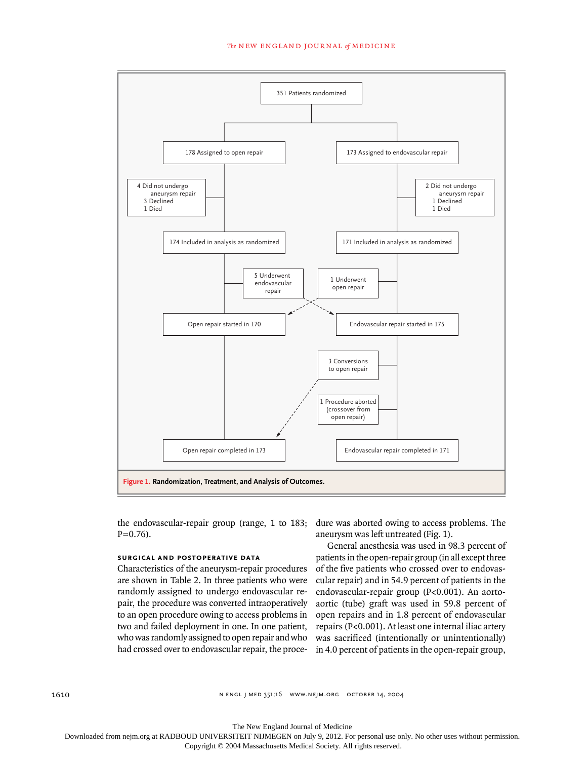351 Patients randomized

178 Assigned to open repair

173 Assigned to endovascular repair

4 Did not undergo aneurysm repair
3 Declined
1 Died

2 Did not undergo aneurysm repair
1 Declined
1 Died

174 Included in analysis as randomized

171 Included in analysis as randomized

5 Underwent endovascular repair

1 Underwent open repair

Open repair started in 170

Endovascular repair started in 175

3 Conversions to open repair

1 Procedure aborted (crossover from open repair)

Open repair completed in 173

Endovascular repair completed in 171

**Figure 1. Randomization, Treatment, and Analysis of Outcomes.**

the endovascular-repair group (range, 1 to 183; P=0.76).

### SURGICAL AND POSTOPERATIVE DATA

Characteristics of the aneurysm-repair procedures are shown in Table 2. In three patients who were randomly assigned to undergo endovascular repair, the procedure was converted intraoperatively to an open procedure owing to access problems in two and failed deployment in one. In one patient, who was randomly assigned to open repair and who had crossed over to endovascular repair, the procedure was aborted owing to access problems. The aneurysm was left untreated (Fig. 1).

General anesthesia was used in 98.3 percent of patients in the open-repair group (in all except three of the five patients who crossed over to endovascular repair) and in 54.9 percent of patients in the endovascular-repair group (P<0.001). An aortoaortic (tube) graft was used in 59.8 percent of open repairs and in 1.8 percent of endovascular repairs (P<0.001). At least one internal iliac artery was sacrificed (intentionally or unintentionally) in 4.0 percent of patients in the open-repair group,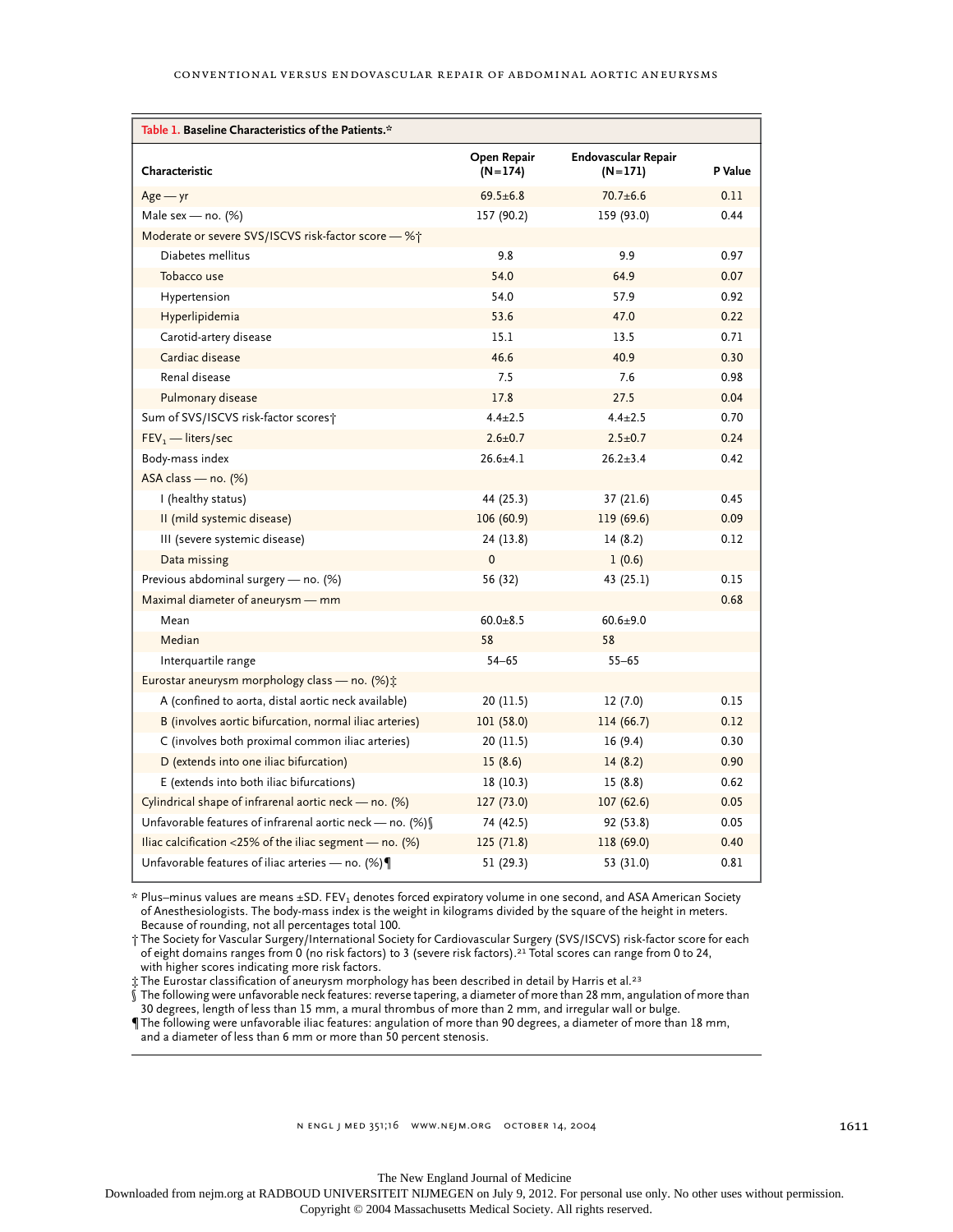**Table 1. Baseline Characteristics of the Patients.***

| Characteristic | Open Repair (N=174) | Endovascular Repair (N=171) | P Value |
|---|---|---|---|
| Age — yr | 69.5±6.8 | 70.7±6.6 | 0.11 |
| Male sex — no. (%) | 157 (90.2) | 159 (93.0) | 0.44 |
| Moderate or severe SVS/ISCVS risk-factor score — %† | | | |
| Diabetes mellitus | 9.8 | 9.9 | 0.97 |
| Tobacco use | 54.0 | 64.9 | 0.07 |
| Hypertension | 54.0 | 57.9 | 0.92 |
| Hyperlipidemia | 53.6 | 47.0 | 0.22 |
| Carotid-artery disease | 15.1 | 13.5 | 0.71 |
| Cardiac disease | 46.6 | 40.9 | 0.30 |
| Renal disease | 7.5 | 7.6 | 0.98 |
| Pulmonary disease | 17.8 | 27.5 | 0.04 |
| Sum of SVS/ISCVS risk-factor scores† | 4.4±2.5 | 4.4±2.5 | 0.70 |
| $FEV_1$ — liters/sec | 2.6±0.7 | 2.5±0.7 | 0.24 |
| Body-mass index | 26.6±4.1 | 26.2±3.4 | 0.42 |
| ASA class — no. (%) | | | |
| I (healthy status) | 44 (25.3) | 37 (21.6) | 0.45 |
| II (mild systemic disease) | 106 (60.9) | 119 (69.6) | 0.09 |
| III (severe systemic disease) | 24 (13.8) | 14 (8.2) | 0.12 |
| Data missing | 0 | 1 (0.6) | |
| Previous abdominal surgery — no. (%) | 56 (32) | 43 (25.1) | 0.15 |
| Maximal diameter of aneurysm — mm | | | 0.68 |
| Mean | 60.0±8.5 | 60.6±9.0 | |
| Median | 58 | 58 | |
| Interquartile range | 54–65 | 55–65 | |
| Eurostar aneurysm morphology class — no. (%)‡ | | | |
| A (confined to aorta, distal aortic neck available) | 20 (11.5) | 12 (7.0) | 0.15 |
| B (involves aortic bifurcation, normal iliac arteries) | 101 (58.0) | 114 (66.7) | 0.12 |
| C (involves both proximal common iliac arteries) | 20 (11.5) | 16 (9.4) | 0.30 |
| D (extends into one iliac bifurcation) | 15 (8.6) | 14 (8.2) | 0.90 |
| E (extends into both iliac bifurcations) | 18 (10.3) | 15 (8.8) | 0.62 |
| Cylindrical shape of infrarenal aortic neck — no. (%) | 127 (73.0) | 107 (62.6) | 0.05 |
| Unfavorable features of infrarenal aortic neck — no. (%)§ | 74 (42.5) | 92 (53.8) | 0.05 |
| Iliac calcification <25% of the iliac segment — no. (%) | 125 (71.8) | 118 (69.0) | 0.40 |
| Unfavorable features of iliac arteries — no. (%)¶ | 51 (29.3) | 53 (31.0) | 0.81 |

\* Plus–minus values are means ±SD. $FEV_1$ denotes forced expiratory volume in one second, and ASA American Society of Anesthesiologists. The body-mass index is the weight in kilograms divided by the square of the height in meters. Because of rounding, not all percentages total 100.

† The Society for Vascular Surgery/International Society for Cardiovascular Surgery (SVS/ISCVS) risk-factor score for each of eight domains ranges from 0 (no risk factors) to 3 (severe risk factors).[21] Total scores can range from 0 to 24, with higher scores indicating more risk factors.

‡ The Eurostar classification of aneurysm morphology has been described in detail by Harris et al.[23]

§ The following were unfavorable neck features: reverse tapering, a diameter of more than 28 mm, angulation of more than 30 degrees, length of less than 15 mm, a mural thrombus of more than 2 mm, and irregular wall or bulge.

¶ The following were unfavorable iliac features: angulation of more than 90 degrees, a diameter of more than 18 mm, and a diameter of less than 6 mm or more than 50 percent stenosis.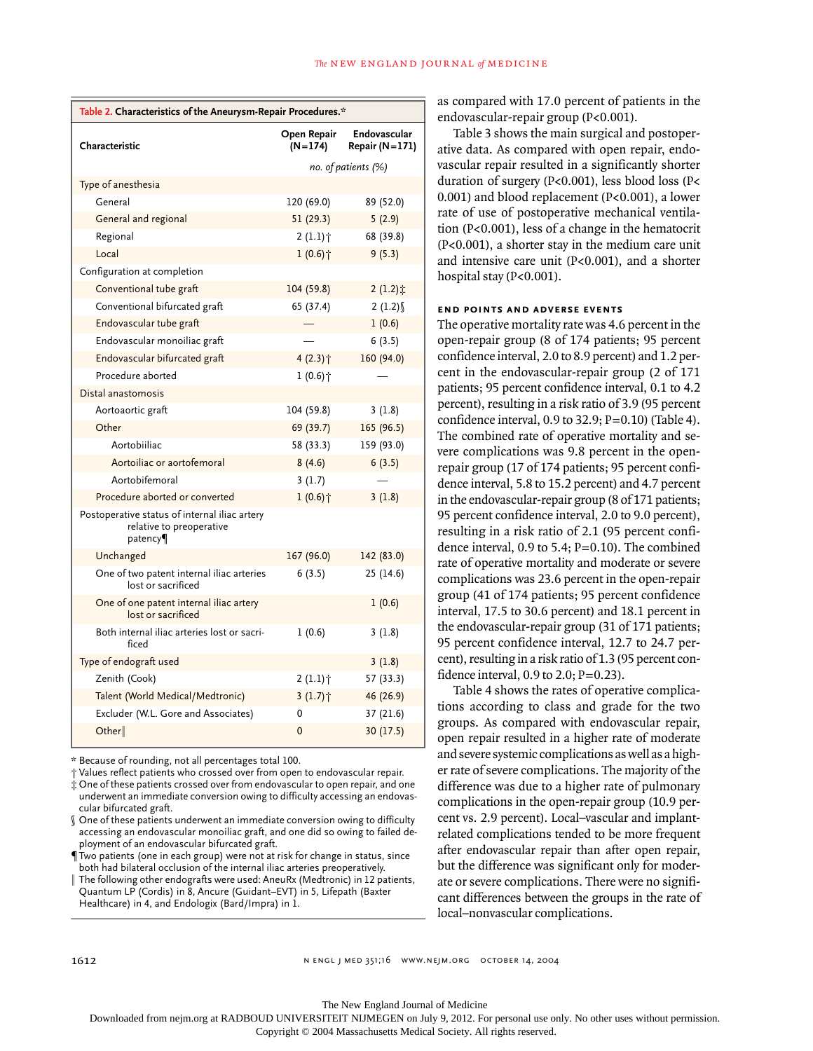**Table 2. Characteristics of the Aneurysm-Repair Procedures.***

| Characteristic | Open Repair (N=174) | Endovascular Repair (N=171) |
|---|---|---|
| | no. of patients (%) | |
| Type of anesthesia | | |
| General | 120 (69.0) | 89 (52.0) |
| General and regional | 51 (29.3) | 5 (2.9) |
| Regional | 2 (1.1)† | 68 (39.8) |
| Local | 1 (0.6)† | 9 (5.3) |
| Configuration at completion | | |
| Conventional tube graft | 104 (59.8) | 2 (1.2)‡ |
| Conventional bifurcated graft | 65 (37.4) | 2 (1.2)§ |
| Endovascular tube graft | — | 1 (0.6) |
| Endovascular monoiliac graft | — | 6 (3.5) |
| Endovascular bifurcated graft | 4 (2.3)† | 160 (94.0) |
| Procedure aborted | 1 (0.6)† | — |
| Distal anastomosis | | |
| Aortoaortic graft | 104 (59.8) | 3 (1.8) |
| Other | 69 (39.7) | 165 (96.5) |
| Aortobiiliac | 58 (33.3) | 159 (93.0) |
| Aortoiliac or aortofemoral | 8 (4.6) | 6 (3.5) |
| Aortobifemoral | 3 (1.7) | — |
| Procedure aborted or converted | 1 (0.6)† | 3 (1.8) |
| Postoperative status of internal iliac artery relative to preoperative patency¶ | | |
| Unchanged | 167 (96.0) | 142 (83.0) |
| One of two patent internal iliac arteries lost or sacrificed | 6 (3.5) | 25 (14.6) |
| One of one patent internal iliac artery lost or sacrificed | | 1 (0.6) |
| Both internal iliac arteries lost or sacrificed | 1 (0.6) | 3 (1.8) |
| Type of endograft used | | 3 (1.8) |
| Zenith (Cook) | 2 (1.1)† | 57 (33.3) |
| Talent (World Medical/Medtronic) | 3 (1.7)† | 46 (26.9) |
| Excluder (W.L. Gore and Associates) | 0 | 37 (21.6) |
| Other‖ | 0 | 30 (17.5) |

\* Because of rounding, not all percentages total 100.

† Values reflect patients who crossed over from open to endovascular repair.

‡ One of these patients crossed over from endovascular to open repair, and one underwent an immediate conversion owing to difficulty accessing an endovascular bifurcated graft.

§ One of these patients underwent an immediate conversion owing to difficulty accessing an endovascular monoiliac graft, and one did so owing to failed deployment of an endovascular bifurcated graft.

¶ Two patients (one in each group) were not at risk for change in status, since both had bilateral occlusion of the internal iliac arteries preoperatively.

‖ The following other endografts were used: AneuRx (Medtronic) in 12 patients, Quantum LP (Cordis) in 8, Ancure (Guidant–EVT) in 5, Lifepath (Baxter Healthcare) in 4, and Endologix (Bard/Impra) in 1.

as compared with 17.0 percent of patients in the endovascular-repair group (P<0.001).

Table 3 shows the main surgical and postoperative data. As compared with open repair, endovascular repair resulted in a significantly shorter duration of surgery (P<0.001), less blood loss (P<0.001) and blood replacement (P<0.001), a lower rate of use of postoperative mechanical ventilation (P<0.001), less of a change in the hematocrit (P<0.001), a shorter stay in the medium care unit and intensive care unit (P<0.001), and a shorter hospital stay (P<0.001).

### END POINTS AND ADVERSE EVENTS

The operative mortality rate was 4.6 percent in the open-repair group (8 of 174 patients; 95 percent confidence interval, 2.0 to 8.9 percent) and 1.2 percent in the endovascular-repair group (2 of 171 patients; 95 percent confidence interval, 0.1 to 4.2 percent), resulting in a risk ratio of 3.9 (95 percent confidence interval, 0.9 to 32.9; P=0.10) (Table 4). The combined rate of operative mortality and severe complications was 9.8 percent in the open-repair group (17 of 174 patients; 95 percent confidence interval, 5.8 to 15.2 percent) and 4.7 percent in the endovascular-repair group (8 of 171 patients; 95 percent confidence interval, 2.0 to 9.0 percent), resulting in a risk ratio of 2.1 (95 percent confidence interval, 0.9 to 5.4; P=0.10). The combined rate of operative mortality and moderate or severe complications was 23.6 percent in the open-repair group (41 of 174 patients; 95 percent confidence interval, 17.5 to 30.6 percent) and 18.1 percent in the endovascular-repair group (31 of 171 patients; 95 percent confidence interval, 12.7 to 24.7 percent), resulting in a risk ratio of 1.3 (95 percent confidence interval, 0.9 to 2.0; P=0.23).

Table 4 shows the rates of operative complications according to class and grade for the two groups. As compared with endovascular repair, open repair resulted in a higher rate of moderate and severe systemic complications as well as a higher rate of severe complications. The majority of the difference was due to a higher rate of pulmonary complications in the open-repair group (10.9 percent vs. 2.9 percent). Local–vascular and implant-related complications tended to be more frequent after endovascular repair than after open repair, but the difference was significant only for moderate or severe complications. There were no significant differences between the groups in the rate of local–nonvascular complications.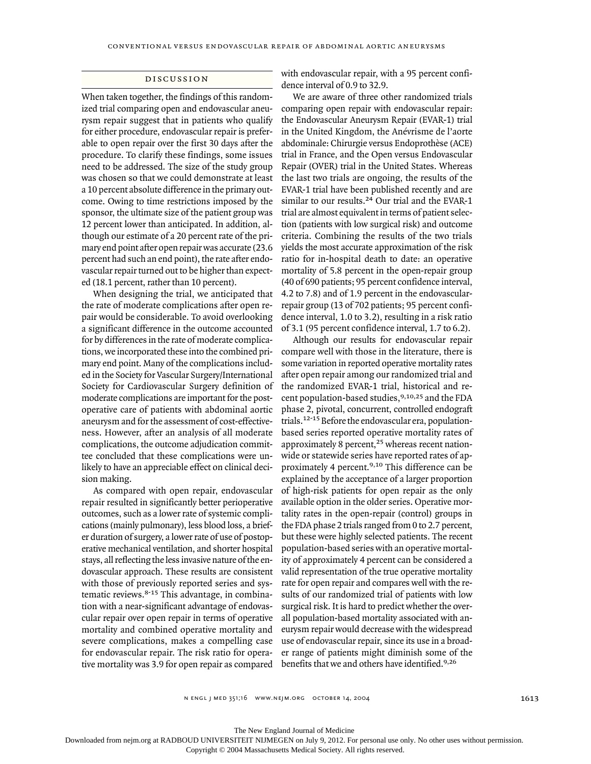## DISCUSSION

When taken together, the findings of this randomized trial comparing open and endovascular aneurysm repair suggest that in patients who qualify for either procedure, endovascular repair is preferable to open repair over the first 30 days after the procedure. To clarify these findings, some issues need to be addressed. The size of the study group was chosen so that we could demonstrate at least a 10 percent absolute difference in the primary outcome. Owing to time restrictions imposed by the sponsor, the ultimate size of the patient group was 12 percent lower than anticipated. In addition, although our estimate of a 20 percent rate of the primary end point after open repair was accurate (23.6 percent had such an end point), the rate after endovascular repair turned out to be higher than expected (18.1 percent, rather than 10 percent).

When designing the trial, we anticipated that the rate of moderate complications after open repair would be considerable. To avoid overlooking a significant difference in the outcome accounted for by differences in the rate of moderate complications, we incorporated these into the combined primary end point. Many of the complications included in the Society for Vascular Surgery/International Society for Cardiovascular Surgery definition of moderate complications are important for the postoperative care of patients with abdominal aortic aneurysm and for the assessment of cost-effectiveness. However, after an analysis of all moderate complications, the outcome adjudication committee concluded that these complications were unlikely to have an appreciable effect on clinical decision making.

As compared with open repair, endovascular repair resulted in significantly better perioperative outcomes, such as a lower rate of systemic complications (mainly pulmonary), less blood loss, a briefer duration of surgery, a lower rate of use of postoperative mechanical ventilation, and shorter hospital stays, all reflecting the less invasive nature of the endovascular approach. These results are consistent with those of previously reported series and systematic reviews.[8-15] This advantage, in combination with a near-significant advantage of endovascular repair over open repair in terms of operative mortality and combined operative mortality and severe complications, makes a compelling case for endovascular repair. The risk ratio for operative mortality was 3.9 for open repair as compared with endovascular repair, with a 95 percent confidence interval of 0.9 to 32.9.

We are aware of three other randomized trials comparing open repair with endovascular repair: the Endovascular Aneurysm Repair (EVAR-1) trial in the United Kingdom, the Anévrisme de l'aorte abdominale: Chirurgie versus Endoprothèse (ACE) trial in France, and the Open versus Endovascular Repair (OVER) trial in the United States. Whereas the last two trials are ongoing, the results of the EVAR-1 trial have been published recently and are similar to our results.[24] Our trial and the EVAR-1 trial are almost equivalent in terms of patient selection (patients with low surgical risk) and outcome criteria. Combining the results of the two trials yields the most accurate approximation of the risk ratio for in-hospital death to date: an operative mortality of 5.8 percent in the open-repair group (40 of 690 patients; 95 percent confidence interval, 4.2 to 7.8) and of 1.9 percent in the endovascular-repair group (13 of 702 patients; 95 percent confidence interval, 1.0 to 3.2), resulting in a risk ratio of 3.1 (95 percent confidence interval, 1.7 to 6.2).

Although our results for endovascular repair compare well with those in the literature, there is some variation in reported operative mortality rates after open repair among our randomized trial and the randomized EVAR-1 trial, historical and recent population-based studies,[9,10,25] and the FDA phase 2, pivotal, concurrent, controlled endograft trials.[12-15] Before the endovascular era, population-based series reported operative mortality rates of approximately 8 percent,[25] whereas recent nationwide or statewide series have reported rates of approximately 4 percent.[9,10] This difference can be explained by the acceptance of a larger proportion of high-risk patients for open repair as the only available option in the older series. Operative mortality rates in the open-repair (control) groups in the FDA phase 2 trials ranged from 0 to 2.7 percent, but these were highly selected patients. The recent population-based series with an operative mortality of approximately 4 percent can be considered a valid representation of the true operative mortality rate for open repair and compares well with the results of our randomized trial of patients with low surgical risk. It is hard to predict whether the overall population-based mortality associated with aneurysm repair would decrease with the widespread use of endovascular repair, since its use in a broader range of patients might diminish some of the benefits that we and others have identified.[9,26]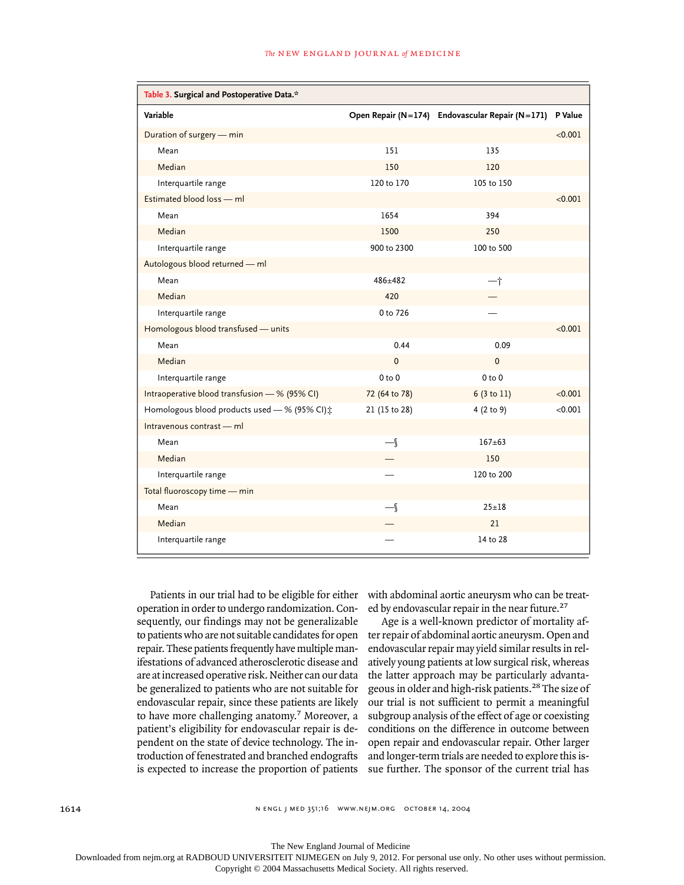**Table 3. Surgical and Postoperative Data.***

| Variable | Open Repair (N=174) | Endovascular Repair (N=171) | P Value |
|---|---|---|---|
| Duration of surgery — min | | | <0.001 |
| Mean | 151 | 135 | |
| Median | 150 | 120 | |
| Interquartile range | 120 to 170 | 105 to 150 | |
| Estimated blood loss — ml | | | <0.001 |
| Mean | 1654 | 394 | |
| Median | 1500 | 250 | |
| Interquartile range | 900 to 2300 | 100 to 500 | |
| Autologous blood returned — ml | | | |
| Mean | 486±482 | —† | |
| Median | 420 | — | |
| Interquartile range | 0 to 726 | — | |
| Homologous blood transfused — units | | | <0.001 |
| Mean | 0.44 | 0.09 | |
| Median | 0 | 0 | |
| Interquartile range | 0 to 0 | 0 to 0 | |
| Intraoperative blood transfusion — % (95% CI) | 72 (64 to 78) | 6 (3 to 11) | <0.001 |
| Homologous blood products used — % (95% CI)‡ | 21 (15 to 28) | 4 (2 to 9) | <0.001 |
| Intravenous contrast — ml | | | |
| Mean | —§ | 167±63 | |
| Median | — | 150 | |
| Interquartile range | — | 120 to 200 | |
| Total fluoroscopy time — min | | | |
| Mean | —§ | 25±18 | |
| Median | — | 21 | |
| Interquartile range | — | 14 to 28 | |

Patients in our trial had to be eligible for either operation in order to undergo randomization. Consequently, our findings may not be generalizable to patients who are not suitable candidates for open repair. These patients frequently have multiple manifestations of advanced atherosclerotic disease and are at increased operative risk. Neither can our data be generalized to patients who are not suitable for endovascular repair, since these patients are likely to have more challenging anatomy.[7] Moreover, a patient's eligibility for endovascular repair is dependent on the state of device technology. The introduction of fenestrated and branched endografts is expected to increase the proportion of patients with abdominal aortic aneurysm who can be treated by endovascular repair in the near future.[27]

Age is a well-known predictor of mortality after repair of abdominal aortic aneurysm. Open and endovascular repair may yield similar results in relatively young patients at low surgical risk, whereas the latter approach may be particularly advantageous in older and high-risk patients.[28] The size of our trial is not sufficient to permit a meaningful subgroup analysis of the effect of age or coexisting conditions on the difference in outcome between open repair and endovascular repair. Other larger and longer-term trials are needed to explore this issue further. The sponsor of the current trial has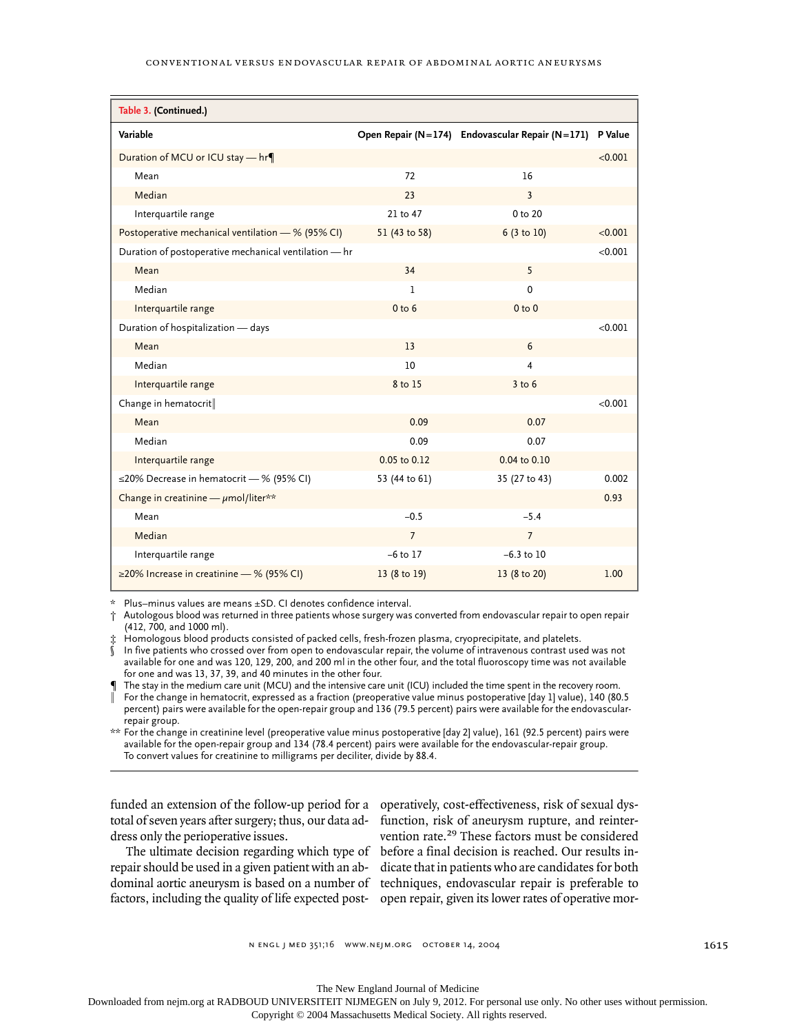**Table 3. (Continued.)**

| Variable | Open Repair (N=174) | Endovascular Repair (N=171) | P Value |
|---|---|---|---|
| Duration of MCU or ICU stay — hr¶ | | | <0.001 |
| Mean | 72 | 16 | |
| Median | 23 | 3 | |
| Interquartile range | 21 to 47 | 0 to 20 | |
| Postoperative mechanical ventilation — % (95% CI) | 51 (43 to 58) | 6 (3 to 10) | <0.001 |
| Duration of postoperative mechanical ventilation — hr | | | <0.001 |
| Mean | 34 | 5 | |
| Median | 1 | 0 | |
| Interquartile range | 0 to 6 | 0 to 0 | |
| Duration of hospitalization — days | | | <0.001 |
| Mean | 13 | 6 | |
| Median | 10 | 4 | |
| Interquartile range | 8 to 15 | 3 to 6 | |
| Change in hematocrit‖ | | | <0.001 |
| Mean | 0.09 | 0.07 | |
| Median | 0.09 | 0.07 | |
| Interquartile range | 0.05 to 0.12 | 0.04 to 0.10 | |
| ≤20% Decrease in hematocrit — % (95% CI) | 53 (44 to 61) | 35 (27 to 43) | 0.002 |
| Change in creatinine — μmol/liter** | | | 0.93 |
| Mean | −0.5 | −5.4 | |
| Median | 7 | 7 | |
| Interquartile range | −6 to 17 | −6.3 to 10 | |
| ≥20% Increase in creatinine — % (95% CI) | 13 (8 to 19) | 13 (8 to 20) | 1.00 |

\* Plus–minus values are means ±SD. CI denotes confidence interval.

† Autologous blood was returned in three patients whose surgery was converted from endovascular repair to open repair (412, 700, and 1000 ml).

‡ Homologous blood products consisted of packed cells, fresh-frozen plasma, cryoprecipitate, and platelets.

§ In five patients who crossed over from open to endovascular repair, the volume of intravenous contrast used was not available for one and was 120, 129, 200, and 200 ml in the other four, and the total fluoroscopy time was not available for one and was 13, 37, 39, and 40 minutes in the other four.

¶ The stay in the medium care unit (MCU) and the intensive care unit (ICU) included the time spent in the recovery room.

‖ For the change in hematocrit, expressed as a fraction (preoperative value minus postoperative [day 1] value), 140 (80.5 percent) pairs were available for the open-repair group and 136 (79.5 percent) pairs were available for the endovascular-repair group.

\*\* For the change in creatinine level (preoperative value minus postoperative [day 2] value), 161 (92.5 percent) pairs were available for the open-repair group and 134 (78.4 percent) pairs were available for the endovascular-repair group. To convert values for creatinine to milligrams per deciliter, divide by 88.4.

funded an extension of the follow-up period for a total of seven years after surgery; thus, our data address only the perioperative issues.

The ultimate decision regarding which type of repair should be used in a given patient with an abdominal aortic aneurysm is based on a number of factors, including the quality of life expected postoperatively, cost-effectiveness, risk of sexual dysfunction, risk of aneurysm rupture, and reintervention rate.[29] These factors must be considered before a final decision is reached. Our results indicate that in patients who are candidates for both techniques, endovascular repair is preferable to open repair, given its lower rates of operative mor-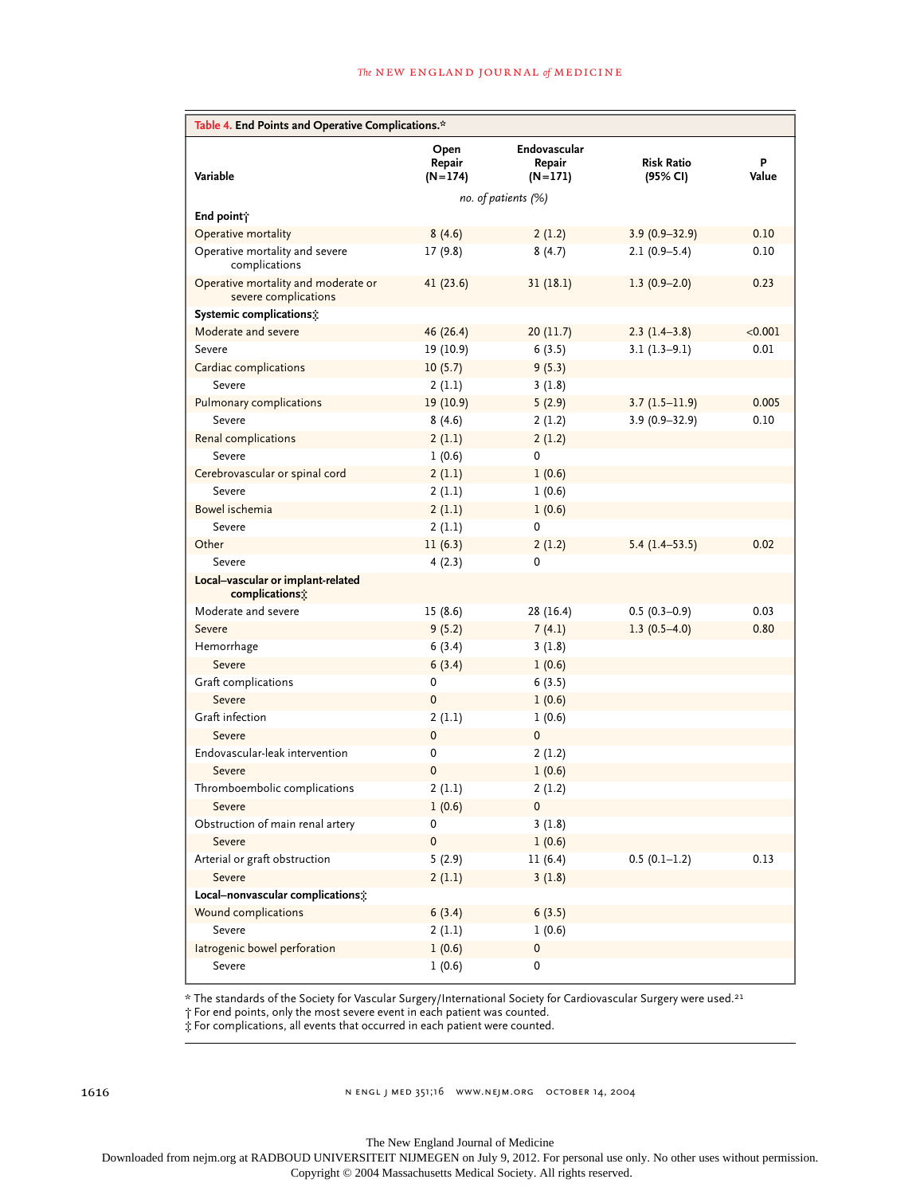**Table 4. End Points and Operative Complications.***

| Variable | Open Repair (N=174) | Endovascular Repair (N=171) | Risk Ratio (95% CI) | P Value |
|---|---|---|---|---|
| | *no. of patients (%)* | | | |
| **End point†** | | | | |
| Operative mortality | 8 (4.6) | 2 (1.2) | 3.9 (0.9–32.9) | 0.10 |
| Operative mortality and severe complications | 17 (9.8) | 8 (4.7) | 2.1 (0.9–5.4) | 0.10 |
| Operative mortality and moderate or severe complications | 41 (23.6) | 31 (18.1) | 1.3 (0.9–2.0) | 0.23 |
| **Systemic complications‡** | | | | |
| Moderate and severe | 46 (26.4) | 20 (11.7) | 2.3 (1.4–3.8) | <0.001 |
| Severe | 19 (10.9) | 6 (3.5) | 3.1 (1.3–9.1) | 0.01 |
| Cardiac complications | 10 (5.7) | 9 (5.3) | | |
| Severe | 2 (1.1) | 3 (1.8) | | |
| Pulmonary complications | 19 (10.9) | 5 (2.9) | 3.7 (1.5–11.9) | 0.005 |
| Severe | 8 (4.6) | 2 (1.2) | 3.9 (0.9–32.9) | 0.10 |
| Renal complications | 2 (1.1) | 2 (1.2) | | |
| Severe | 1 (0.6) | 0 | | |
| Cerebrovascular or spinal cord | 2 (1.1) | 1 (0.6) | | |
| Severe | 2 (1.1) | 1 (0.6) | | |
| Bowel ischemia | 2 (1.1) | 1 (0.6) | | |
| Severe | 2 (1.1) | 0 | | |
| Other | 11 (6.3) | 2 (1.2) | 5.4 (1.4–53.5) | 0.02 |
| Severe | 4 (2.3) | 0 | | |
| **Local–vascular or implant-related complications‡** | | | | |
| Moderate and severe | 15 (8.6) | 28 (16.4) | 0.5 (0.3–0.9) | 0.03 |
| Severe | 9 (5.2) | 7 (4.1) | 1.3 (0.5–4.0) | 0.80 |
| Hemorrhage | 6 (3.4) | 3 (1.8) | | |
| Severe | 6 (3.4) | 1 (0.6) | | |
| Graft complications | 0 | 6 (3.5) | | |
| Severe | 0 | 1 (0.6) | | |
| Graft infection | 2 (1.1) | 1 (0.6) | | |
| Severe | 0 | 0 | | |
| Endovascular-leak intervention | 0 | 2 (1.2) | | |
| Severe | 0 | 1 (0.6) | | |
| Thromboembolic complications | 2 (1.1) | 2 (1.2) | | |
| Severe | 1 (0.6) | 0 | | |
| Obstruction of main renal artery | 0 | 3 (1.8) | | |
| Severe | 0 | 1 (0.6) | | |
| Arterial or graft obstruction | 5 (2.9) | 11 (6.4) | 0.5 (0.1–1.2) | 0.13 |
| Severe | 2 (1.1) | 3 (1.8) | | |
| **Local–nonvascular complications‡** | | | | |
| Wound complications | 6 (3.4) | 6 (3.5) | | |
| Severe | 2 (1.1) | 1 (0.6) | | |
| Iatrogenic bowel perforation | 1 (0.6) | 0 | | |
| Severe | 1 (0.6) | 0 | | |

\* The standards of the Society for Vascular Surgery/International Society for Cardiovascular Surgery were used.[21]

† For end points, only the most severe event in each patient was counted.

‡ For complications, all events that occurred in each patient were counted.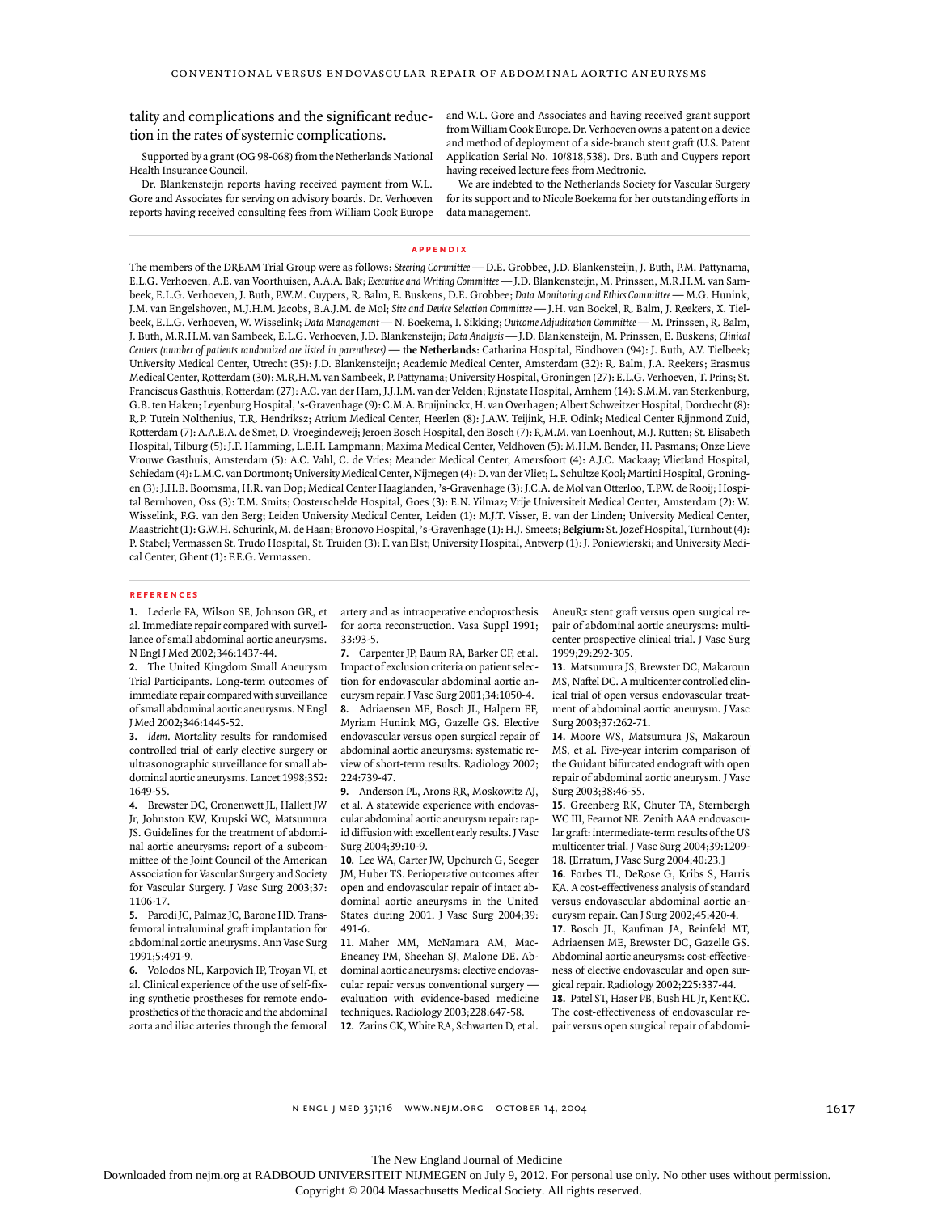tality and complications and the significant reduction in the rates of systemic complications.

Supported by a grant (OG 98-068) from the Netherlands National Health Insurance Council.

Dr. Blankensteijn reports having received payment from W.L. Gore and Associates for serving on advisory boards. Dr. Verhoeven reports having received consulting fees from William Cook Europe and W.L. Gore and Associates and having received grant support from William Cook Europe. Dr. Verhoeven owns a patent on a device and method of deployment of a side-branch stent graft (U.S. Patent Application Serial No. 10/818,538). Drs. Buth and Cuypers report having received lecture fees from Medtronic.

We are indebted to the Netherlands Society for Vascular Surgery for its support and to Nicole Boekema for her outstanding efforts in data management.

## APPENDIX

The members of the DREAM Trial Group were as follows: *Steering Committee* — D.E. Grobbee, J.D. Blankensteijn, J. Buth, P.M. Pattynama, E.L.G. Verhoeven, A.E. van Voorthuisen, A.A.A. Bak; *Executive and Writing Committee* — J.D. Blankensteijn, M. Prinssen, M.R.H.M. van Sambeek, E.L.G. Verhoeven, J. Buth, P.W.M. Cuypers, R. Balm, E. Buskens, D.E. Grobbee; *Data Monitoring and Ethics Committee* — M.G. Hunink, J.M. van Engelshoven, M.J.H.M. Jacobs, B.A.J.M. de Mol; *Site and Device Selection Committee* — J.H. van Bockel, R. Balm, J. Reekers, X. Tielbeek, E.L.G. Verhoeven, W. Wisselink; *Data Management* — N. Boekema, I. Sikking; *Outcome Adjudication Committee* — M. Prinssen, R. Balm, J. Buth, M.R.H.M. van Sambeek, E.L.G. Verhoeven, J.D. Blankensteijn; *Data Analysis* — J.D. Blankensteijn, M. Prinssen, E. Buskens; *Clinical Centers (number of patients randomized are listed in parentheses)* — **the Netherlands**: Catharina Hospital, Eindhoven (94): J. Buth, A.V. Tielbeek; University Medical Center, Utrecht (35): J.D. Blankensteijn; Academic Medical Center, Amsterdam (32): R. Balm, J.A. Reekers; Erasmus Medical Center, Rotterdam (30): M.R.H.M. van Sambeek, P. Pattynama; University Hospital, Groningen (27): E.L.G. Verhoeven, T. Prins; St. Franciscus Gasthuis, Rotterdam (27): A.C. van der Ham, J.J.I.M. van der Velden; Rijnstate Hospital, Arnhem (14): S.M.M. van Sterkenburg, G.B. ten Haken; Leyenburg Hospital, 's-Gravenhage (9): C.M.A. Bruijninckx, H. van Overhagen; Albert Schweitzer Hospital, Dordrecht (8): R.P. Tutein Nolthenius, T.R. Hendriksz; Atrium Medical Center, Heerlen (8): J.A.W. Teijink, H.F. Odink; Medical Center Rijnmond Zuid, Rotterdam (7): A.A.E.A. de Smet, D. Vroegindeweij; Jeroen Bosch Hospital, den Bosch (7): R.M.M. van Loenhout, M.J. Rutten; St. Elisabeth Hospital, Tilburg (5): J.F. Hamming, L.E.H. Lampmann; Maxima Medical Center, Veldhoven (5): M.H.M. Bender, H. Pasmans; Onze Lieve Vrouwe Gasthuis, Amsterdam (5): A.C. Vahl, C. de Vries; Meander Medical Center, Amersfoort (4): A.J.C. Mackaay; Vlietland Hospital, Schiedam (4): L.M.C. van Dortmont; University Medical Center, Nijmegen (4): D. van der Vliet; L. Schultze Kool; Martini Hospital, Groningen (3): J.H.B. Boomsma, H.R. van Dop; Medical Center Haaglanden, 's-Gravenhage (3): J.C.A. de Mol van Otterloo, T.P.W. de Rooij; Hospital Bernhoven, Oss (3): T.M. Smits; Oosterschelde Hospital, Goes (3): E.N. Yilmaz; Vrije Universiteit Medical Center, Amsterdam (2): W. Wisselink, F.G. van den Berg; Leiden University Medical Center, Leiden (1): M.J.T. Visser, E. van der Linden; University Medical Center, Maastricht (1): G.W.H. Schurink, M. de Haan; Bronovo Hospital, 's-Gravenhage (1): H.J. Smeets; **Belgium:** St. Jozef Hospital, Turnhout (4): P. Stabel; Vermassen St. Trudo Hospital, St. Truiden (3): F. van Elst; University Hospital, Antwerp (1): J. Poniewierski; and University Medical Center, Ghent (1): F.E.G. Vermassen.

## REFERENCES

1. Lederle FA, Wilson SE, Johnson GR, et al. Immediate repair compared with surveillance of small abdominal aortic aneurysms. N Engl J Med 2002;346:1437-44.
2. The United Kingdom Small Aneurysm Trial Participants. Long-term outcomes of immediate repair compared with surveillance of small abdominal aortic aneurysms. N Engl J Med 2002;346:1445-52.
3. *Idem*. Mortality results for randomised controlled trial of early elective surgery or ultrasonographic surveillance for small abdominal aortic aneurysms. Lancet 1998;352:1649-55.
4. Brewster DC, Cronenwett JL, Hallett JW Jr, Johnston KW, Krupski WC, Matsumura JS. Guidelines for the treatment of abdominal aortic aneurysms: report of a subcommittee of the Joint Council of the American Association for Vascular Surgery and Society for Vascular Surgery. J Vasc Surg 2003;37:1106-17.
5. Parodi JC, Palmaz JC, Barone HD. Transfemoral intraluminal graft implantation for abdominal aortic aneurysms. Ann Vasc Surg 1991;5:491-9.
6. Volodos NL, Karpovich IP, Troyan VI, et al. Clinical experience of the use of self-fixing synthetic prostheses for remote endoprosthetics of the thoracic and the abdominal aorta and iliac arteries through the femoral artery and as intraoperative endoprosthesis for aorta reconstruction. Vasa Suppl 1991;33:93-5.
7. Carpenter JP, Baum RA, Barker CF, et al. Impact of exclusion criteria on patient selection for endovascular abdominal aortic aneurysm repair. J Vasc Surg 2001;34:1050-4.
8. Adriaensen ME, Bosch JL, Halpern EF, Myriam Hunink MG, Gazelle GS. Elective endovascular versus open surgical repair of abdominal aortic aneurysms: systematic review of short-term results. Radiology 2002;224:739-47.
9. Anderson PL, Arons RR, Moskowitz AJ, et al. A statewide experience with endovascular abdominal aortic aneurysm repair: rapid diffusion with excellent early results. J Vasc Surg 2004;39:10-9.
10. Lee WA, Carter JW, Upchurch G, Seeger JM, Huber TS. Perioperative outcomes after open and endovascular repair of intact abdominal aortic aneurysms in the United States during 2001. J Vasc Surg 2004;39:491-6.
11. Maher MM, McNamara AM, MacEneaney PM, Sheehan SJ, Malone DE. Abdominal aortic aneurysms: elective endovascular repair versus conventional surgery — evaluation with evidence-based medicine techniques. Radiology 2003;228:647-58.
12. Zarins CK, White RA, Schwarten D, et al. AneuRx stent graft versus open surgical repair of abdominal aortic aneurysms: multicenter prospective clinical trial. J Vasc Surg 1999;29:292-305.
13. Matsumura JS, Brewster DC, Makaroun MS, Naftel DC. A multicenter controlled clinical trial of open versus endovascular treatment of abdominal aortic aneurysm. J Vasc Surg 2003;37:262-71.
14. Moore WS, Matsumura JS, Makaroun MS, et al. Five-year interim comparison of the Guidant bifurcated endograft with open repair of abdominal aortic aneurysm. J Vasc Surg 2003;38:46-55.
15. Greenberg RK, Chuter TA, Sternbergh WC III, Fearnot NE. Zenith AAA endovascular graft: intermediate-term results of the US multicenter trial. J Vasc Surg 2004;39:1209-18. [Erratum, J Vasc Surg 2004;40:23.]
16. Forbes TL, DeRose G, Kribs S, Harris KA. A cost-effectiveness analysis of standard versus endovascular abdominal aortic aneurysm repair. Can J Surg 2002;45:420-4.
17. Bosch JL, Kaufman JA, Beinfeld MT, Adriaensen ME, Brewster DC, Gazelle GS. Abdominal aortic aneurysms: cost-effectiveness of elective endovascular and open surgical repair. Radiology 2002;225:337-44.
18. Patel ST, Haser PB, Bush HL Jr, Kent KC. The cost-effectiveness of endovascular repair versus open surgical repair of abdomi-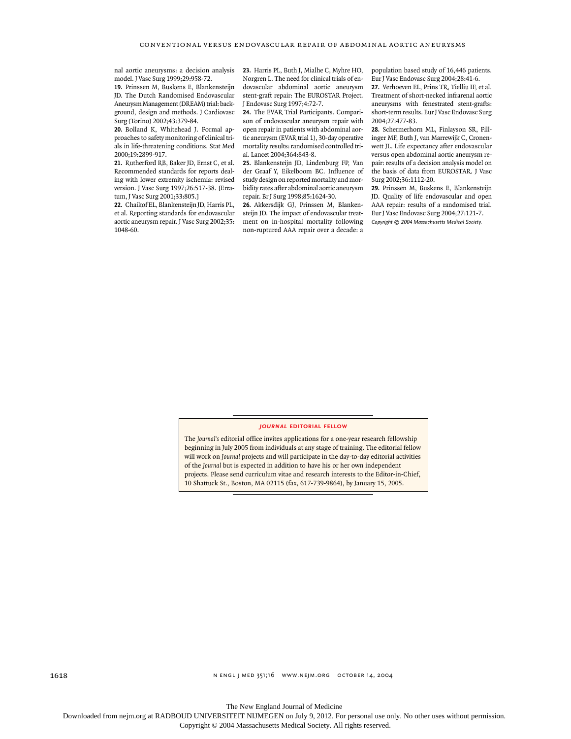nal aortic aneurysms: a decision analysis model. J Vasc Surg 1999;29:958-72.

**19.** Prinssen M, Buskens E, Blankensteijn JD. The Dutch Randomised Endovascular Aneurysm Management (DREAM) trial: background, design and methods. J Cardiovasc Surg (Torino) 2002;43:379-84.

**20.** Bolland K, Whitehead J. Formal approaches to safety monitoring of clinical trials in life-threatening conditions. Stat Med 2000;19:2899-917.

**21.** Rutherford RB, Baker JD, Ernst C, et al. Recommended standards for reports dealing with lower extremity ischemia: revised version. J Vasc Surg 1997;26:517-38. [Erratum, J Vasc Surg 2001;33:805.]

**22.** Chaikof EL, Blankensteijn JD, Harris PL, et al. Reporting standards for endovascular aortic aneurysm repair. J Vasc Surg 2002;35:1048-60.

**23.** Harris PL, Buth J, Mialhe C, Myhre HO, Norgren L. The need for clinical trials of endovascular abdominal aortic aneurysm stent-graft repair: The EUROSTAR Project. J Endovasc Surg 1997;4:72-7.

**24.** The EVAR Trial Participants. Comparison of endovascular aneurysm repair with open repair in patients with abdominal aortic aneurysm (EVAR trial 1), 30-day operative mortality results: randomised controlled trial. Lancet 2004;364:843-8.

**25.** Blankensteijn JD, Lindenburg FP, Van der Graaf Y, Eikelboom BC. Influence of study design on reported mortality and morbidity rates after abdominal aortic aneurysm repair. Br J Surg 1998;85:1624-30.

**26.** Akkersdijk GJ, Prinssen M, Blankensteijn JD. The impact of endovascular treatment on in-hospital mortality following non-ruptured AAA repair over a decade: a population based study of 16,446 patients. Eur J Vasc Endovasc Surg 2004;28:41-6.

**27.** Verhoeven EL, Prins TR, Tielliu IF, et al. Treatment of short-necked infrarenal aortic aneurysms with fenestrated stent-grafts: short-term results. Eur J Vasc Endovasc Surg 2004;27:477-83.

**28.** Schermerhorn ML, Finlayson SR, Fillinger MF, Buth J, van Marrewijk C, Cronenwett JL. Life expectancy after endovascular versus open abdominal aortic aneurysm repair: results of a decision analysis model on the basis of data from EUROSTAR. J Vasc Surg 2002;36:1112-20.

**29.** Prinssen M, Buskens E, Blankensteijn JD. Quality of life endovascular and open AAA repair: results of a randomised trial. Eur J Vasc Endovasc Surg 2004;27:121-7.

*Copyright © 2004 Massachusetts Medical Society.*

---

**JOURNAL EDITORIAL FELLOW**

The *Journal's* editorial office invites applications for a one-year research fellowship beginning in July 2005 from individuals at any stage of training. The editorial fellow will work on *Journal* projects and will participate in the day-to-day editorial activities of the *Journal* but is expected in addition to have his or her own independent projects. Please send curriculum vitae and research interests to the Editor-in-Chief, 10 Shattuck St., Boston, MA 02115 (fax, 617-739-9864), by January 15, 2005.

---